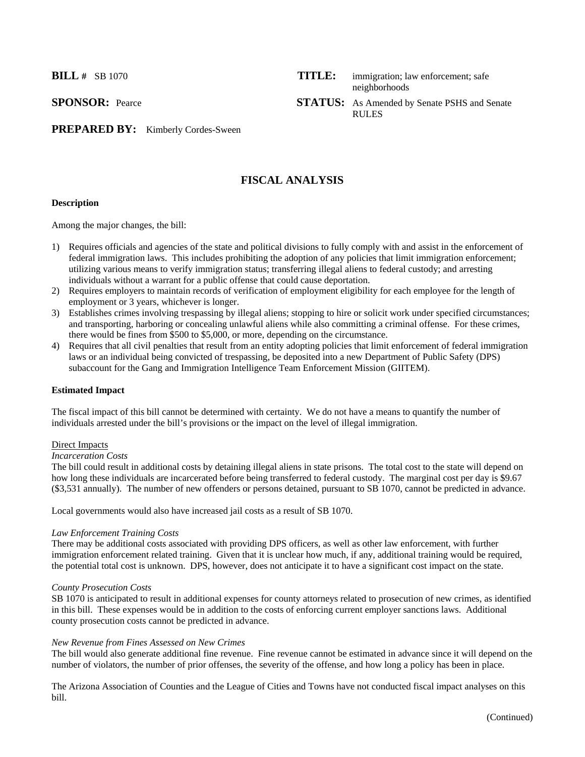**BILL #** SB 1070

**TITLE:** immigration; law enforcement; safe neighborhoods

**SPONSOR:** Pearce

**STATUS:** As Amended by Senate PSHS and Senate RULES

**PREPARED BY:** Kimberly Cordes-Sween

# FISCAL ANALYSIS

**Description**

Among the major changes, the bill:

1) Requires officials and agencies of the state and political divisions to fully comply with and assist in the enforcement of federal immigration laws. This includes prohibiting the adoption of any policies that limit immigration enforcement; utilizing various means to verify immigration status; transferring illegal aliens to federal custody; and arresting individuals without a warrant for a public offense that could cause deportation.
2) Requires employers to maintain records of verification of employment eligibility for each employee for the length of employment or 3 years, whichever is longer.
3) Establishes crimes involving trespassing by illegal aliens; stopping to hire or solicit work under specified circumstances; and transporting, harboring or concealing unlawful aliens while also committing a criminal offense. For these crimes, there would be fines from $500 to $5,000, or more, depending on the circumstance.
4) Requires that all civil penalties that result from an entity adopting policies that limit enforcement of federal immigration laws or an individual being convicted of trespassing, be deposited into a new Department of Public Safety (DPS) subaccount for the Gang and Immigration Intelligence Team Enforcement Mission (GIITEM).

**Estimated Impact**

The fiscal impact of this bill cannot be determined with certainty. We do not have a means to quantify the number of individuals arrested under the bill's provisions or the impact on the level of illegal immigration.

Direct Impacts

*Incarceration Costs*

The bill could result in additional costs by detaining illegal aliens in state prisons. The total cost to the state will depend on how long these individuals are incarcerated before being transferred to federal custody. The marginal cost per day is $9.67 ($3,531 annually). The number of new offenders or persons detained, pursuant to SB 1070, cannot be predicted in advance.

Local governments would also have increased jail costs as a result of SB 1070.

*Law Enforcement Training Costs*

There may be additional costs associated with providing DPS officers, as well as other law enforcement, with further immigration enforcement related training. Given that it is unclear how much, if any, additional training would be required, the potential total cost is unknown. DPS, however, does not anticipate it to have a significant cost impact on the state.

*County Prosecution Costs*

SB 1070 is anticipated to result in additional expenses for county attorneys related to prosecution of new crimes, as identified in this bill. These expenses would be in addition to the costs of enforcing current employer sanctions laws. Additional county prosecution costs cannot be predicted in advance.

*New Revenue from Fines Assessed on New Crimes*

The bill would also generate additional fine revenue. Fine revenue cannot be estimated in advance since it will depend on the number of violators, the number of prior offenses, the severity of the offense, and how long a policy has been in place.

The Arizona Association of Counties and the League of Cities and Towns have not conducted fiscal impact analyses on this bill.

(Continued)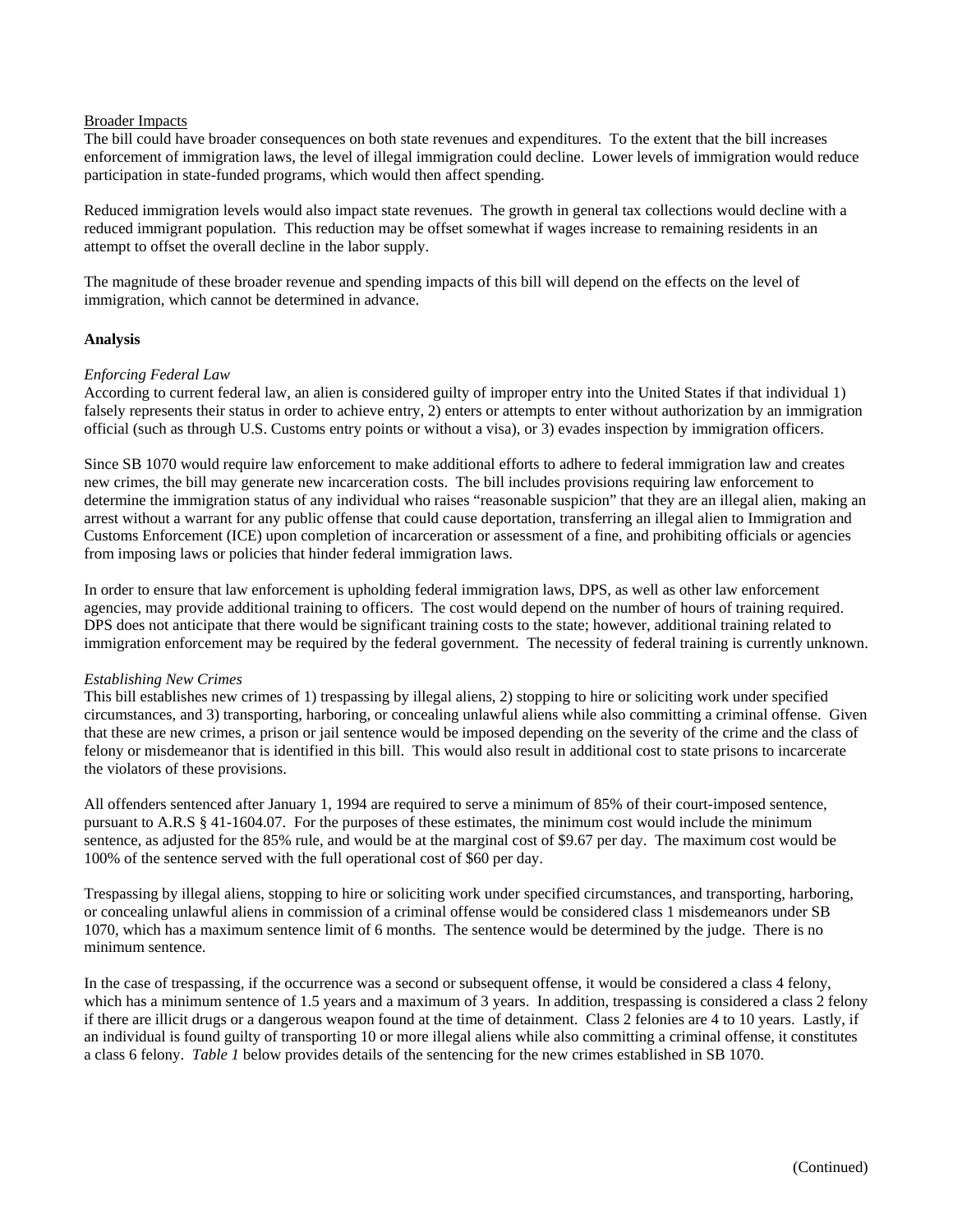Broader Impacts

The bill could have broader consequences on both state revenues and expenditures. To the extent that the bill increases enforcement of immigration laws, the level of illegal immigration could decline. Lower levels of immigration would reduce participation in state-funded programs, which would then affect spending.

Reduced immigration levels would also impact state revenues. The growth in general tax collections would decline with a reduced immigrant population. This reduction may be offset somewhat if wages increase to remaining residents in an attempt to offset the overall decline in the labor supply.

The magnitude of these broader revenue and spending impacts of this bill will depend on the effects on the level of immigration, which cannot be determined in advance.

**Analysis**

*Enforcing Federal Law*

According to current federal law, an alien is considered guilty of improper entry into the United States if that individual 1) falsely represents their status in order to achieve entry, 2) enters or attempts to enter without authorization by an immigration official (such as through U.S. Customs entry points or without a visa), or 3) evades inspection by immigration officers.

Since SB 1070 would require law enforcement to make additional efforts to adhere to federal immigration law and creates new crimes, the bill may generate new incarceration costs. The bill includes provisions requiring law enforcement to determine the immigration status of any individual who raises "reasonable suspicion" that they are an illegal alien, making an arrest without a warrant for any public offense that could cause deportation, transferring an illegal alien to Immigration and Customs Enforcement (ICE) upon completion of incarceration or assessment of a fine, and prohibiting officials or agencies from imposing laws or policies that hinder federal immigration laws.

In order to ensure that law enforcement is upholding federal immigration laws, DPS, as well as other law enforcement agencies, may provide additional training to officers. The cost would depend on the number of hours of training required. DPS does not anticipate that there would be significant training costs to the state; however, additional training related to immigration enforcement may be required by the federal government. The necessity of federal training is currently unknown.

*Establishing New Crimes*

This bill establishes new crimes of 1) trespassing by illegal aliens, 2) stopping to hire or soliciting work under specified circumstances, and 3) transporting, harboring, or concealing unlawful aliens while also committing a criminal offense. Given that these are new crimes, a prison or jail sentence would be imposed depending on the severity of the crime and the class of felony or misdemeanor that is identified in this bill. This would also result in additional cost to state prisons to incarcerate the violators of these provisions.

All offenders sentenced after January 1, 1994 are required to serve a minimum of 85% of their court-imposed sentence, pursuant to A.R.S § 41-1604.07. For the purposes of these estimates, the minimum cost would include the minimum sentence, as adjusted for the 85% rule, and would be at the marginal cost of $9.67 per day. The maximum cost would be 100% of the sentence served with the full operational cost of $60 per day.

Trespassing by illegal aliens, stopping to hire or soliciting work under specified circumstances, and transporting, harboring, or concealing unlawful aliens in commission of a criminal offense would be considered class 1 misdemeanors under SB 1070, which has a maximum sentence limit of 6 months. The sentence would be determined by the judge. There is no minimum sentence.

In the case of trespassing, if the occurrence was a second or subsequent offense, it would be considered a class 4 felony, which has a minimum sentence of 1.5 years and a maximum of 3 years. In addition, trespassing is considered a class 2 felony if there are illicit drugs or a dangerous weapon found at the time of detainment. Class 2 felonies are 4 to 10 years. Lastly, if an individual is found guilty of transporting 10 or more illegal aliens while also committing a criminal offense, it constitutes a class 6 felony. *Table 1* below provides details of the sentencing for the new crimes established in SB 1070.

(Continued)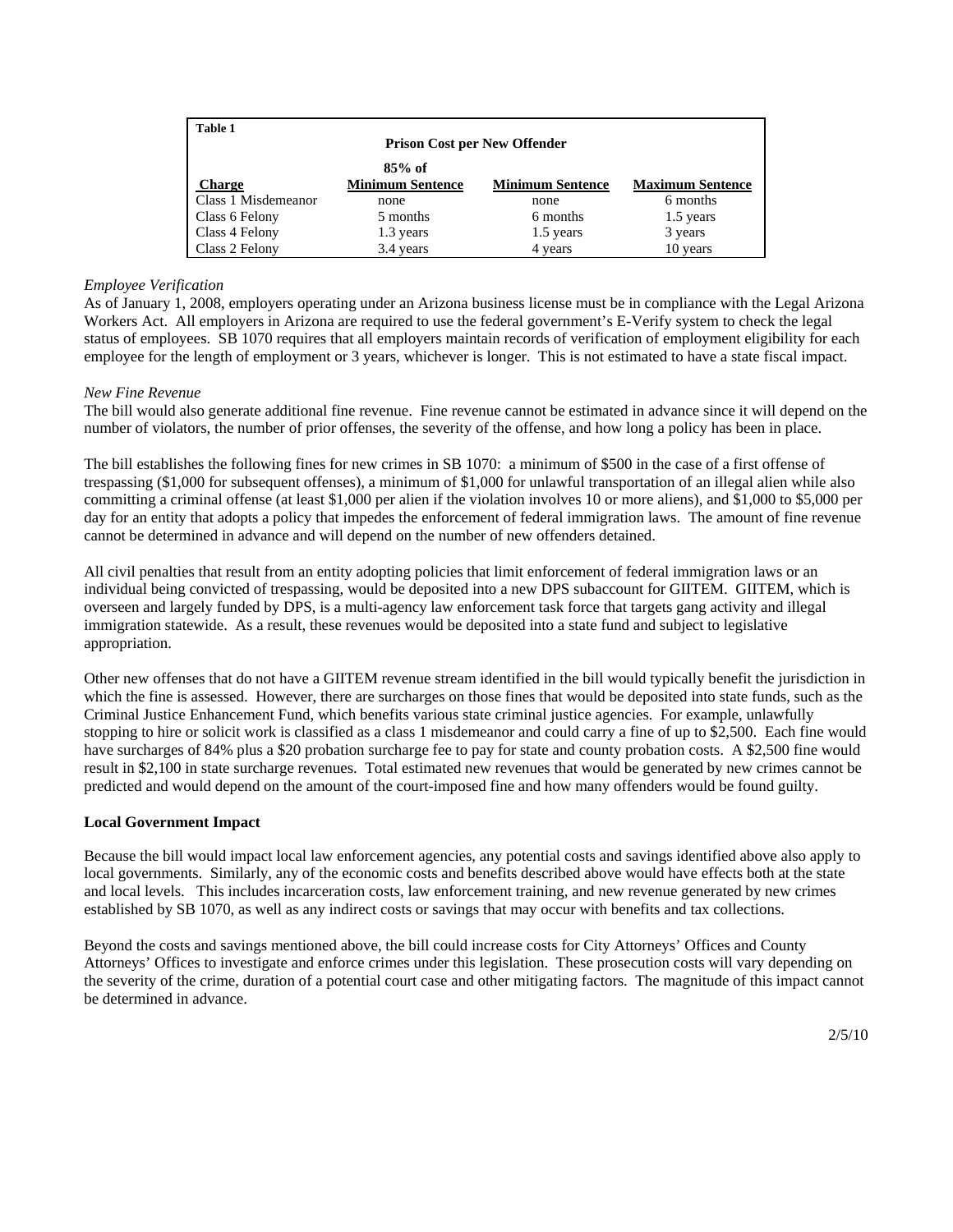**Table 1**

**Prison Cost per New Offender**

| Charge | 85% of Minimum Sentence | Minimum Sentence | Maximum Sentence |
|---|---|---|---|
| Class 1 Misdemeanor | none | none | 6 months |
| Class 6 Felony | 5 months | 6 months | 1.5 years |
| Class 4 Felony | 1.3 years | 1.5 years | 3 years |
| Class 2 Felony | 3.4 years | 4 years | 10 years |

*Employee Verification*

As of January 1, 2008, employers operating under an Arizona business license must be in compliance with the Legal Arizona Workers Act. All employers in Arizona are required to use the federal government's E-Verify system to check the legal status of employees. SB 1070 requires that all employers maintain records of verification of employment eligibility for each employee for the length of employment or 3 years, whichever is longer. This is not estimated to have a state fiscal impact.

*New Fine Revenue*

The bill would also generate additional fine revenue. Fine revenue cannot be estimated in advance since it will depend on the number of violators, the number of prior offenses, the severity of the offense, and how long a policy has been in place.

The bill establishes the following fines for new crimes in SB 1070: a minimum of $500 in the case of a first offense of trespassing ($1,000 for subsequent offenses), a minimum of $1,000 for unlawful transportation of an illegal alien while also committing a criminal offense (at least $1,000 per alien if the violation involves 10 or more aliens), and $1,000 to $5,000 per day for an entity that adopts a policy that impedes the enforcement of federal immigration laws. The amount of fine revenue cannot be determined in advance and will depend on the number of new offenders detained.

All civil penalties that result from an entity adopting policies that limit enforcement of federal immigration laws or an individual being convicted of trespassing, would be deposited into a new DPS subaccount for GIITEM. GIITEM, which is overseen and largely funded by DPS, is a multi-agency law enforcement task force that targets gang activity and illegal immigration statewide. As a result, these revenues would be deposited into a state fund and subject to legislative appropriation.

Other new offenses that do not have a GIITEM revenue stream identified in the bill would typically benefit the jurisdiction in which the fine is assessed. However, there are surcharges on those fines that would be deposited into state funds, such as the Criminal Justice Enhancement Fund, which benefits various state criminal justice agencies. For example, unlawfully stopping to hire or solicit work is classified as a class 1 misdemeanor and could carry a fine of up to $2,500. Each fine would have surcharges of 84% plus a $20 probation surcharge fee to pay for state and county probation costs. A $2,500 fine would result in $2,100 in state surcharge revenues. Total estimated new revenues that would be generated by new crimes cannot be predicted and would depend on the amount of the court-imposed fine and how many offenders would be found guilty.

**Local Government Impact**

Because the bill would impact local law enforcement agencies, any potential costs and savings identified above also apply to local governments. Similarly, any of the economic costs and benefits described above would have effects both at the state and local levels. This includes incarceration costs, law enforcement training, and new revenue generated by new crimes established by SB 1070, as well as any indirect costs or savings that may occur with benefits and tax collections.

Beyond the costs and savings mentioned above, the bill could increase costs for City Attorneys' Offices and County Attorneys' Offices to investigate and enforce crimes under this legislation. These prosecution costs will vary depending on the severity of the crime, duration of a potential court case and other mitigating factors. The magnitude of this impact cannot be determined in advance.

2/5/10